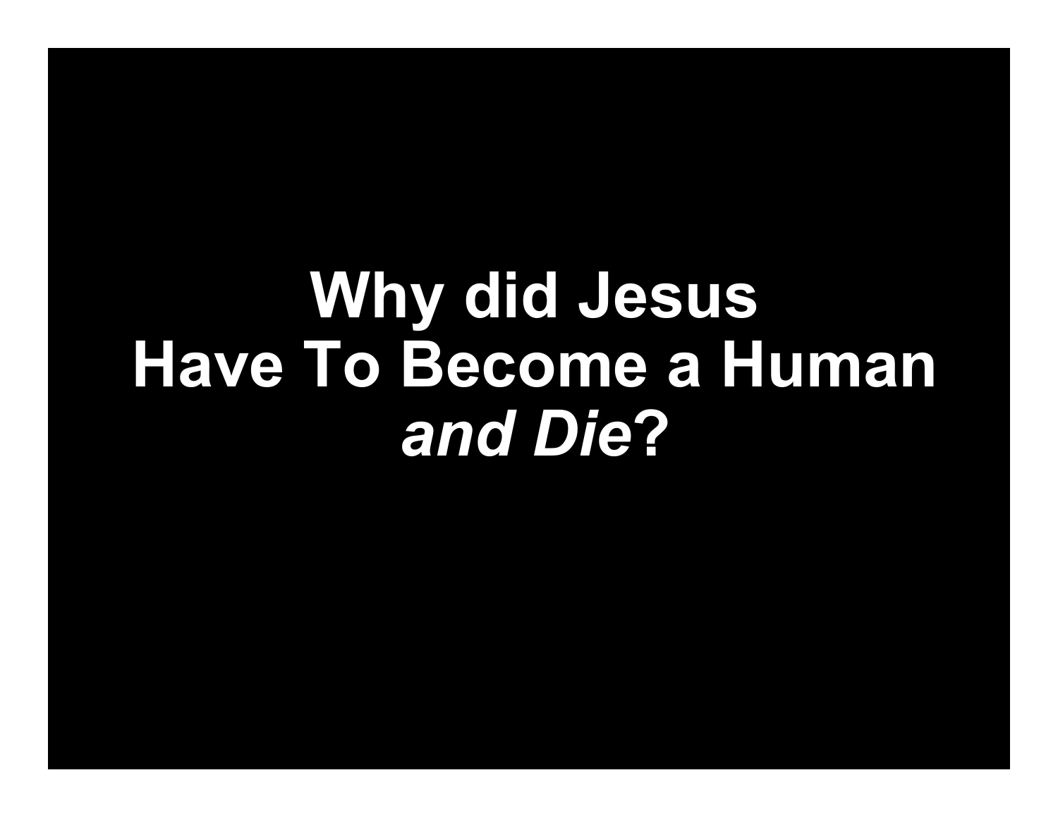# Why did Jesus Have To Become a Human *and Die*?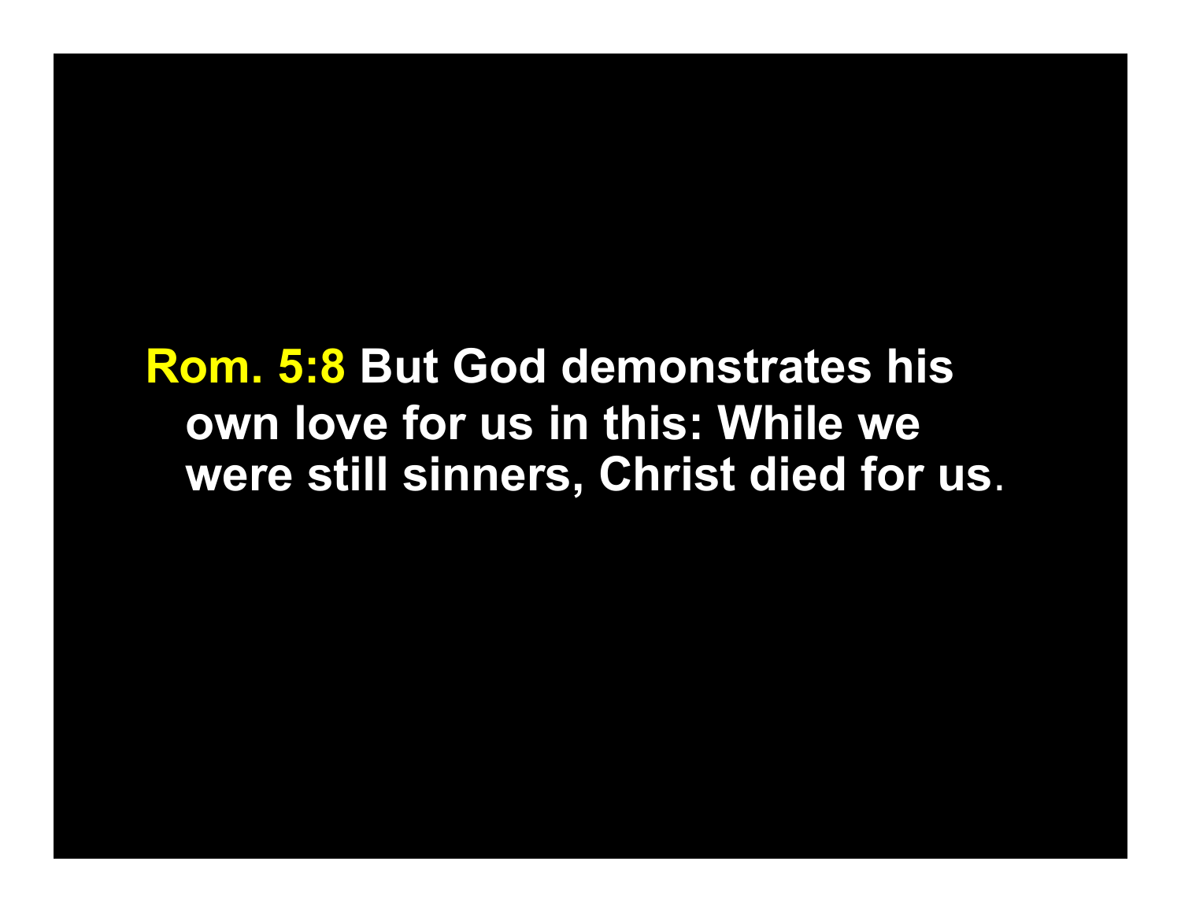**Rom. 5:8** But God demonstrates his own love for us in this: While we were still sinners, Christ died for us.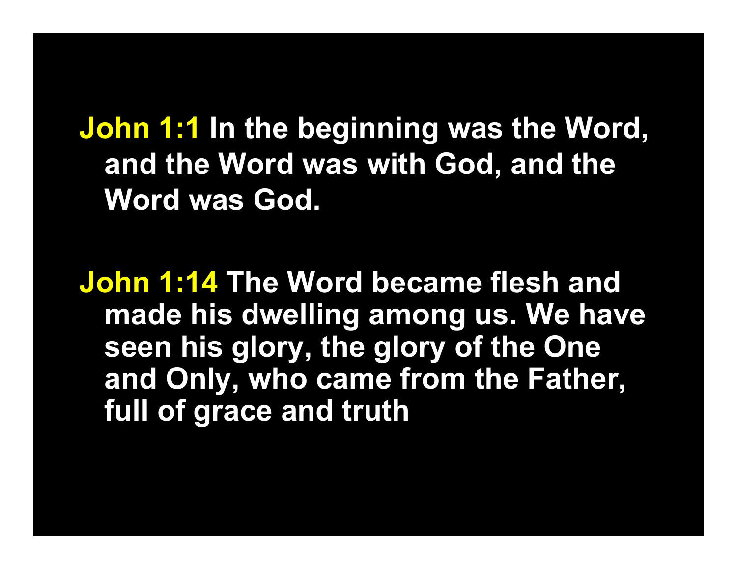**John 1:1** In the beginning was the Word, and the Word was with God, and the Word was God.

**John 1:14** The Word became flesh and made his dwelling among us. We have seen his glory, the glory of the One and Only, who came from the Father, full of grace and truth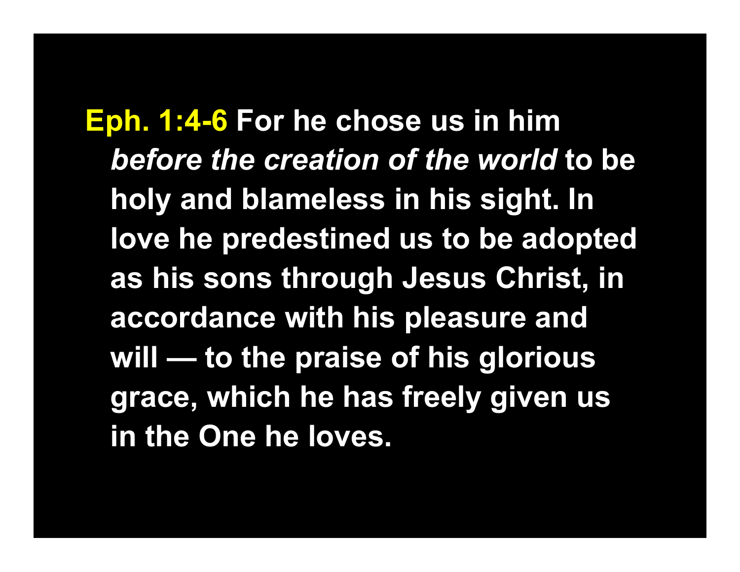**Eph. 1:4-6** **For he chose us in him** ***before the creation of the world*** **to be holy and blameless in his sight. In love he predestined us to be adopted as his sons through Jesus Christ, in accordance with his pleasure and will — to the praise of his glorious grace, which he has freely given us in the One he loves.**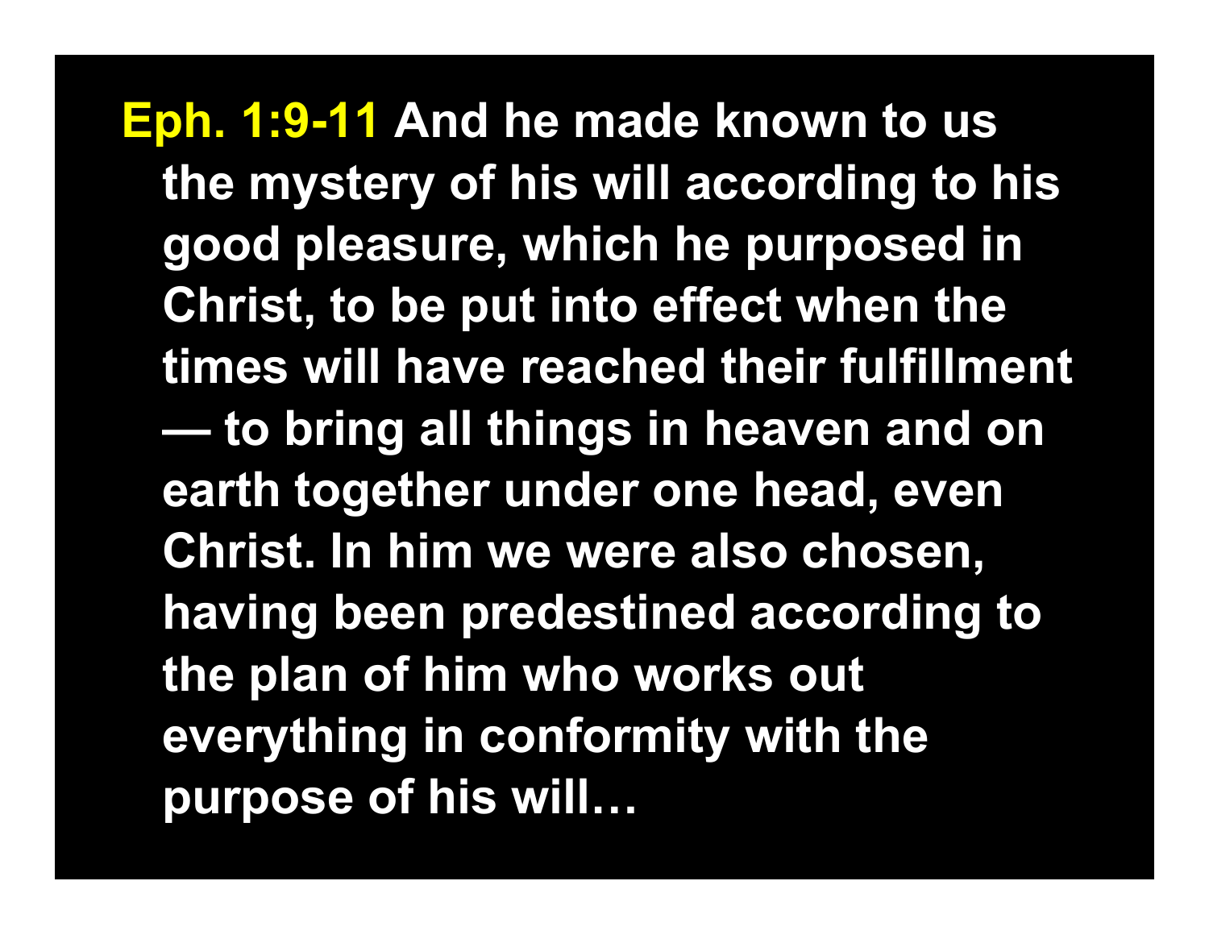**Eph. 1:9-11** **And he made known to us the mystery of his will according to his good pleasure, which he purposed in Christ, to be put into effect when the times will have reached their fulfillment — to bring all things in heaven and on earth together under one head, even Christ. In him we were also chosen, having been predestined according to the plan of him who works out everything in conformity with the purpose of his will…**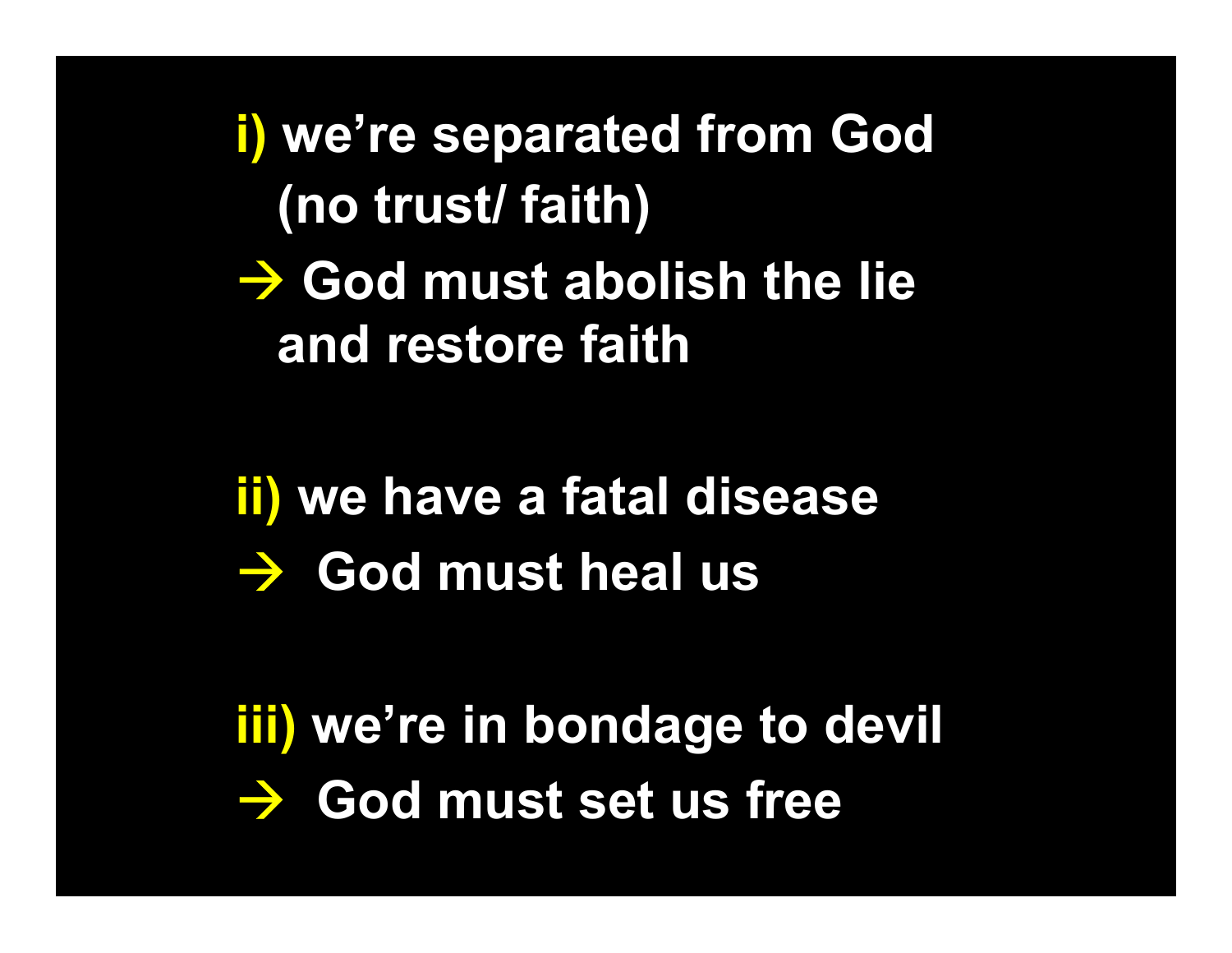**i)** we're separated from God (no trust/ faith)

→ God must abolish the lie and restore faith

**ii)** we have a fatal disease

→ God must heal us

**iii)** we're in bondage to devil

→ God must set us free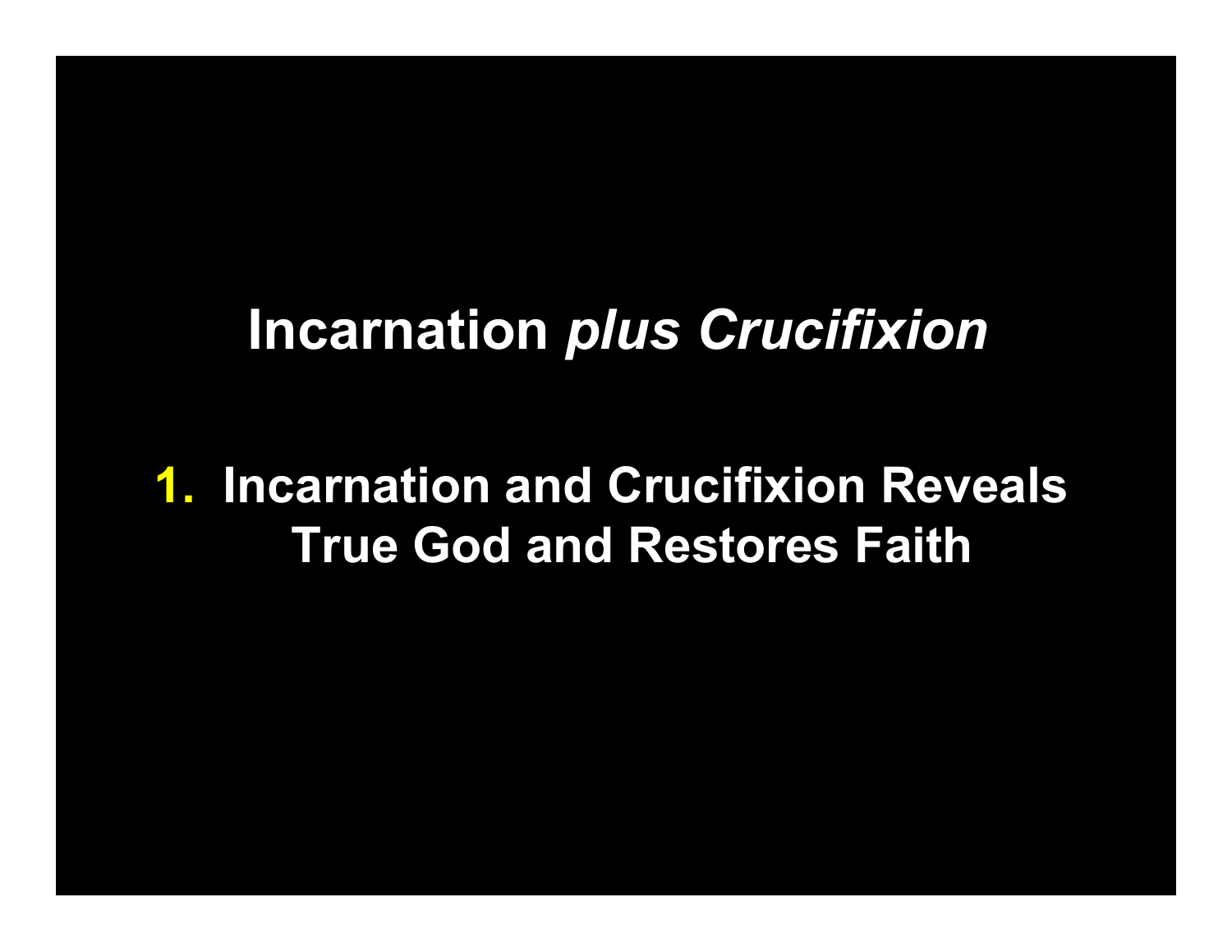# Incarnation *plus Crucifixion*

1. **Incarnation and Crucifixion Reveals True God and Restores Faith**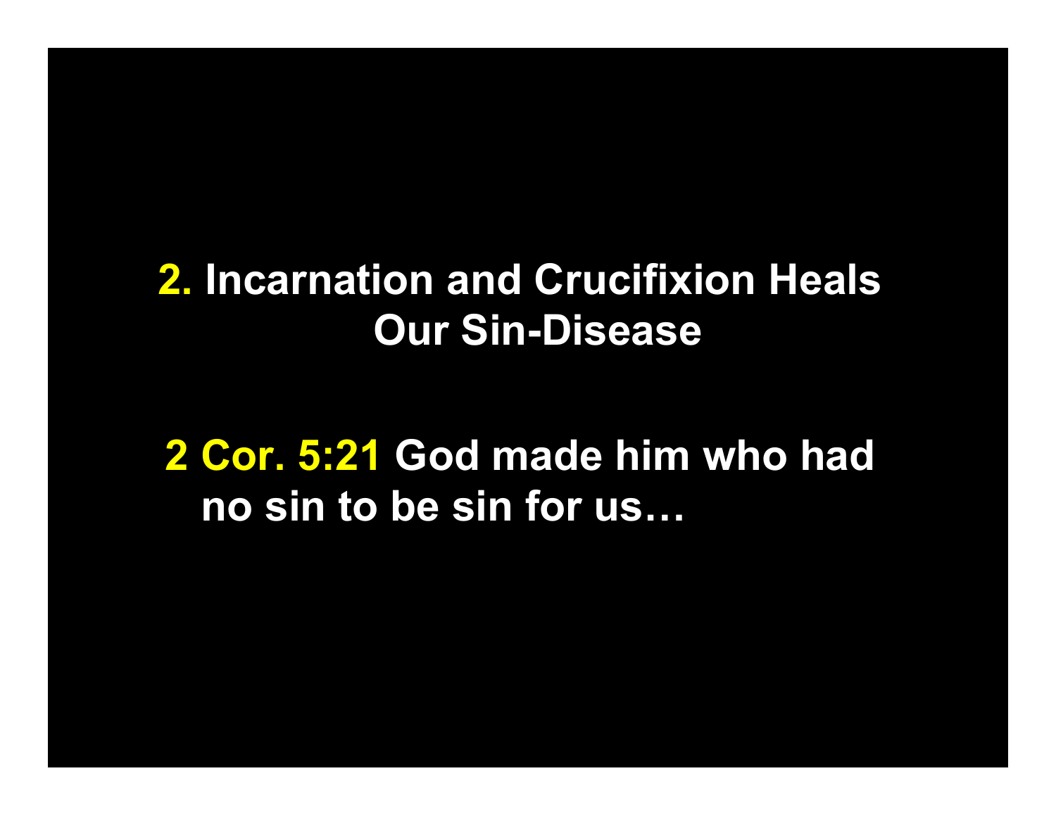## 2. Incarnation and Crucifixion Heals Our Sin-Disease

**2 Cor. 5:21 God made him who had no sin to be sin for us…**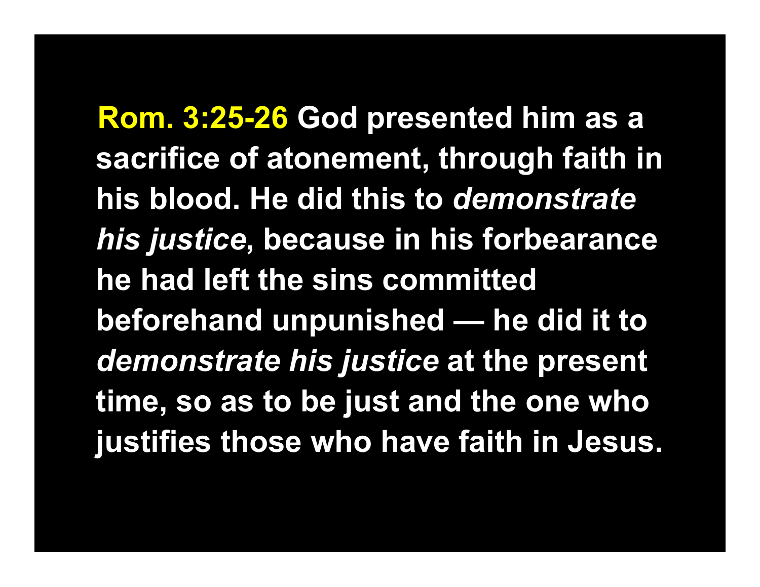**Rom. 3:25-26** God presented him as a sacrifice of atonement, through faith in his blood. He did this to *demonstrate his justice*, because in his forbearance he had left the sins committed beforehand unpunished — he did it to *demonstrate his justice* at the present time, so as to be just and the one who justifies those who have faith in Jesus.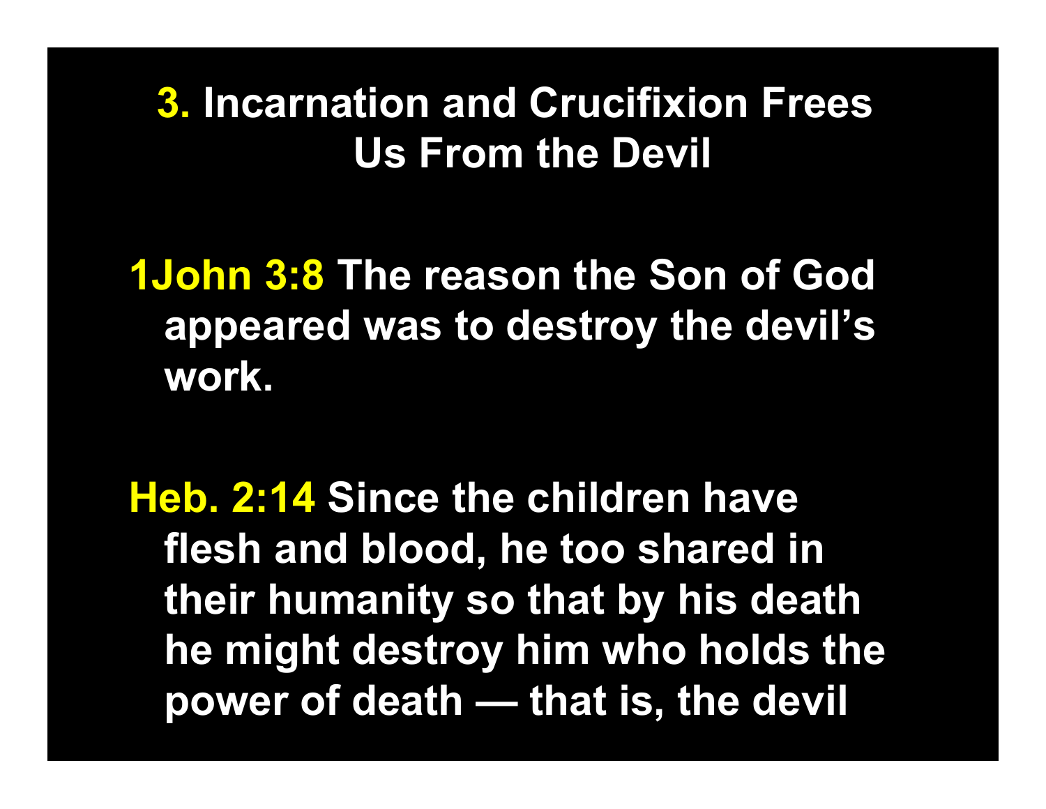## 3. Incarnation and Crucifixion Frees Us From the Devil

**1John 3:8** The reason the Son of God appeared was to destroy the devil's work.

**Heb. 2:14** Since the children have flesh and blood, he too shared in their humanity so that by his death he might destroy him who holds the power of death — that is, the devil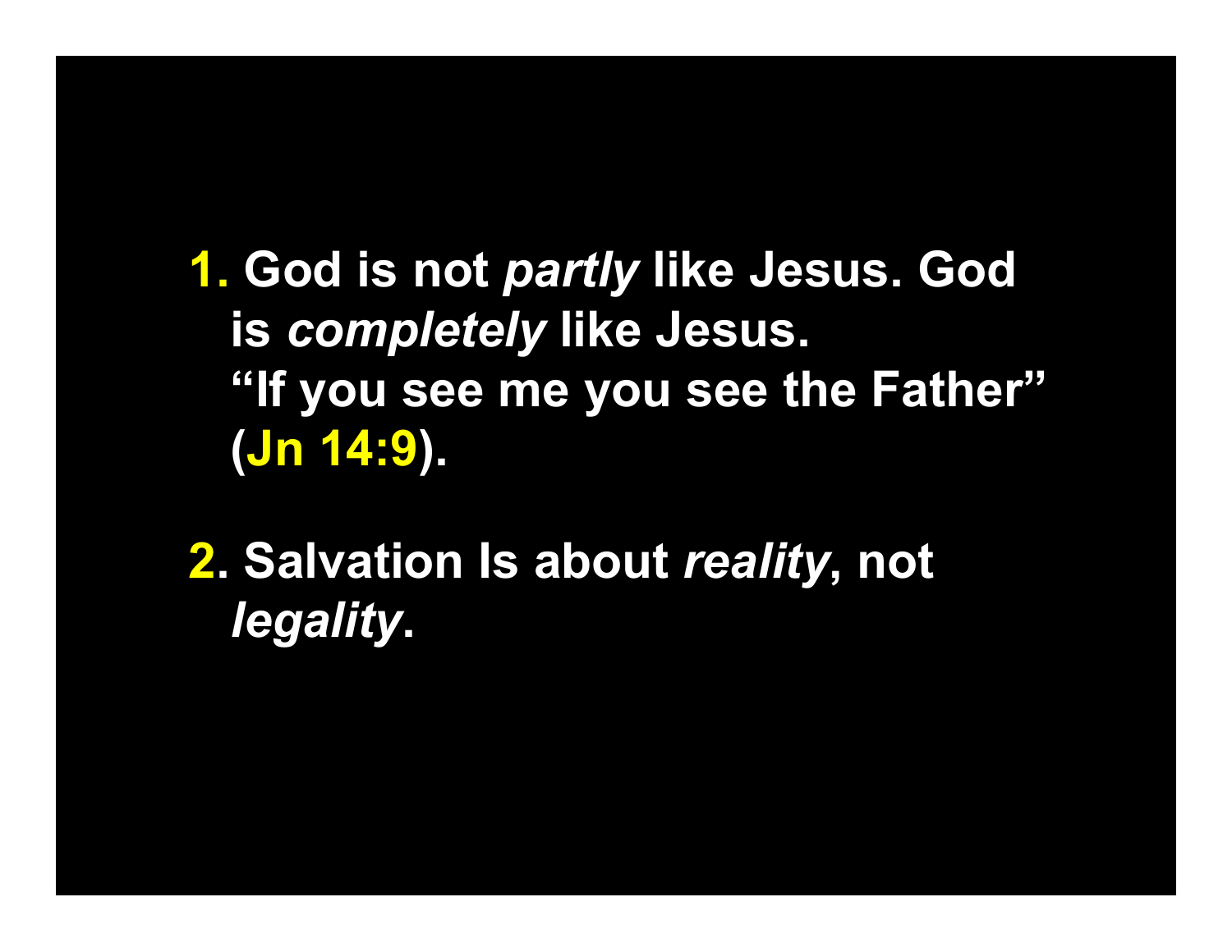**1.** **God is not *partly* like Jesus. God is *completely* like Jesus. "If you see me you see the Father" (Jn 14:9).**

**2.** **Salvation Is about *reality*, not *legality*.**